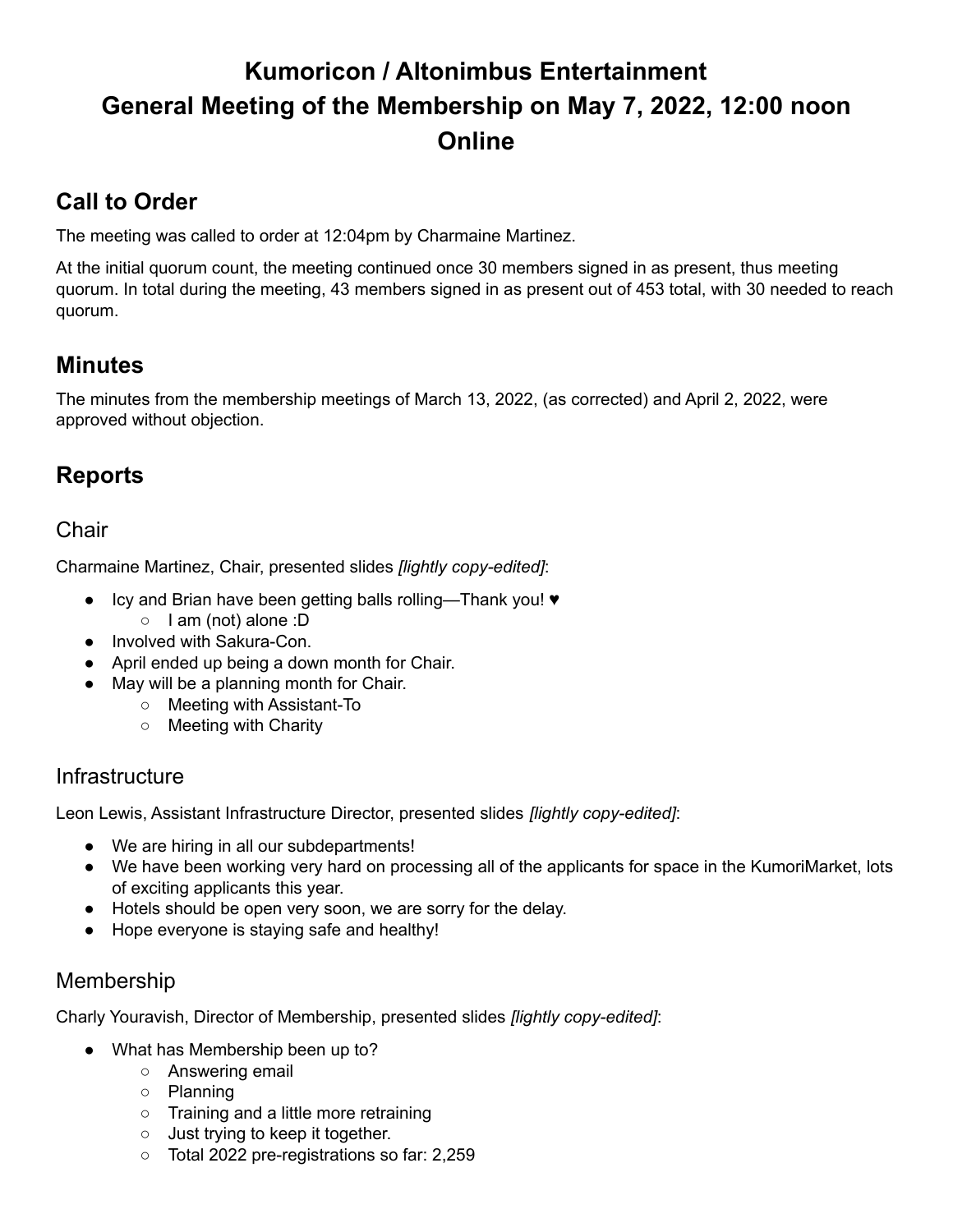# Kumoricon / Altonimbus Entertainment
# General Meeting of the Membership on May 7, 2022, 12:00 noon
# Online

## Call to Order

The meeting was called to order at 12:04pm by Charmaine Martinez.

At the initial quorum count, the meeting continued once 30 members signed in as present, thus meeting quorum. In total during the meeting, 43 members signed in as present out of 453 total, with 30 needed to reach quorum.

## Minutes

The minutes from the membership meetings of March 13, 2022, (as corrected) and April 2, 2022, were approved without objection.

## Reports

### Chair

Charmaine Martinez, Chair, presented slides *[lightly copy-edited]*:

- Icy and Brian have been getting balls rolling—Thank you! ♥
  - I am (not) alone :D
- Involved with Sakura-Con.
- April ended up being a down month for Chair.
- May will be a planning month for Chair.
  - Meeting with Assistant-To
  - Meeting with Charity

### Infrastructure

Leon Lewis, Assistant Infrastructure Director, presented slides *[lightly copy-edited]*:

- We are hiring in all our subdepartments!
- We have been working very hard on processing all of the applicants for space in the KumoriMarket, lots of exciting applicants this year.
- Hotels should be open very soon, we are sorry for the delay.
- Hope everyone is staying safe and healthy!

### Membership

Charly Youravish, Director of Membership, presented slides *[lightly copy-edited]*:

- What has Membership been up to?
  - Answering email
  - Planning
  - Training and a little more retraining
  - Just trying to keep it together.
  - Total 2022 pre-registrations so far: 2,259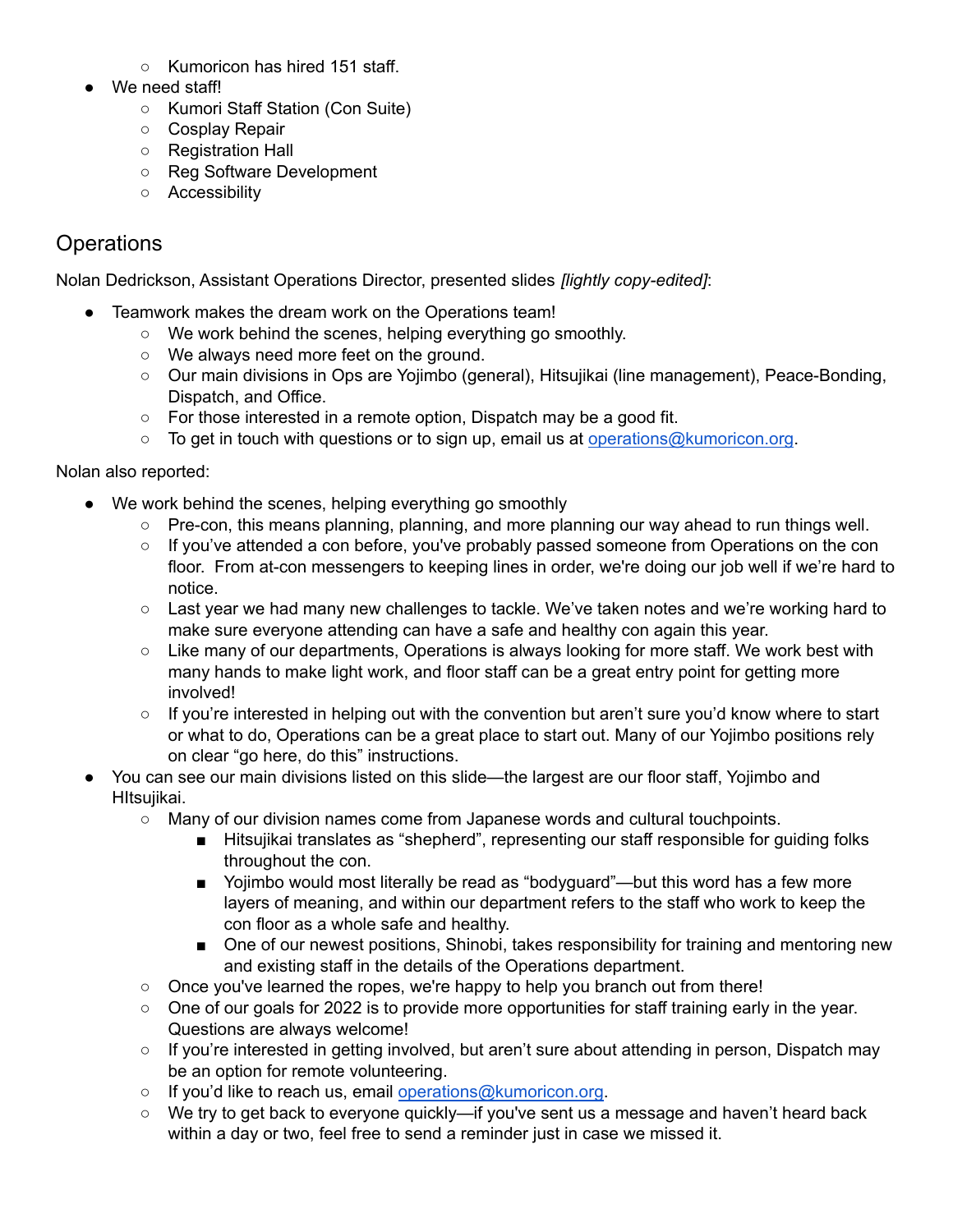- Kumoricon has hired 151 staff.
- We need staff!
  - Kumori Staff Station (Con Suite)
  - Cosplay Repair
  - Registration Hall
  - Reg Software Development
  - Accessibility

## Operations

Nolan Dedrickson, Assistant Operations Director, presented slides *[lightly copy-edited]*:

- Teamwork makes the dream work on the Operations team!
  - We work behind the scenes, helping everything go smoothly.
  - We always need more feet on the ground.
  - Our main divisions in Ops are Yojimbo (general), Hitsujikai (line management), Peace-Bonding, Dispatch, and Office.
  - For those interested in a remote option, Dispatch may be a good fit.
  - To get in touch with questions or to sign up, email us at operations@kumoricon.org.

Nolan also reported:

- We work behind the scenes, helping everything go smoothly
  - Pre-con, this means planning, planning, and more planning our way ahead to run things well.
  - If you've attended a con before, you've probably passed someone from Operations on the con floor. From at-con messengers to keeping lines in order, we're doing our job well if we're hard to notice.
  - Last year we had many new challenges to tackle. We've taken notes and we're working hard to make sure everyone attending can have a safe and healthy con again this year.
  - Like many of our departments, Operations is always looking for more staff. We work best with many hands to make light work, and floor staff can be a great entry point for getting more involved!
  - If you're interested in helping out with the convention but aren't sure you'd know where to start or what to do, Operations can be a great place to start out. Many of our Yojimbo positions rely on clear "go here, do this" instructions.
- You can see our main divisions listed on this slide—the largest are our floor staff, Yojimbo and HItsujikai.
  - Many of our division names come from Japanese words and cultural touchpoints.
    - Hitsujikai translates as "shepherd", representing our staff responsible for guiding folks throughout the con.
    - Yojimbo would most literally be read as "bodyguard"—but this word has a few more layers of meaning, and within our department refers to the staff who work to keep the con floor as a whole safe and healthy.
    - One of our newest positions, Shinobi, takes responsibility for training and mentoring new and existing staff in the details of the Operations department.
  - Once you've learned the ropes, we're happy to help you branch out from there!
  - One of our goals for 2022 is to provide more opportunities for staff training early in the year. Questions are always welcome!
  - If you're interested in getting involved, but aren't sure about attending in person, Dispatch may be an option for remote volunteering.
  - If you'd like to reach us, email operations@kumoricon.org.
  - We try to get back to everyone quickly—if you've sent us a message and haven't heard back within a day or two, feel free to send a reminder just in case we missed it.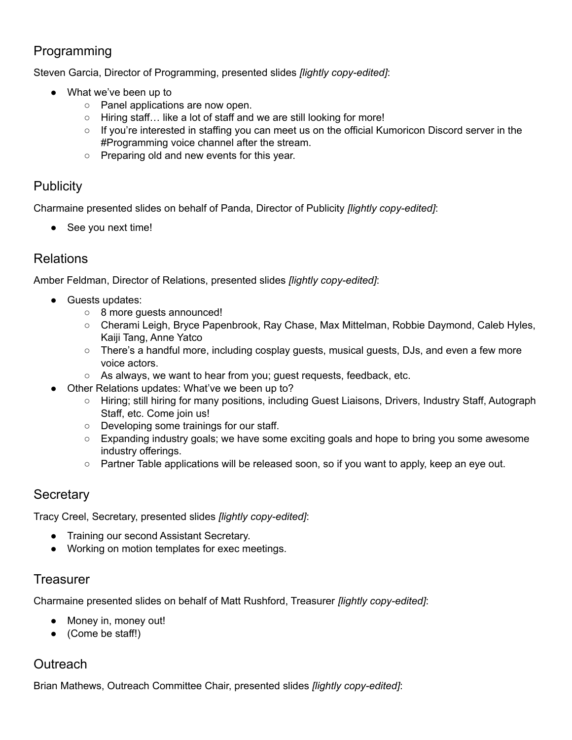## Programming

Steven Garcia, Director of Programming, presented slides *[lightly copy-edited]*:

- What we've been up to
  - Panel applications are now open.
  - Hiring staff… like a lot of staff and we are still looking for more!
  - If you're interested in staffing you can meet us on the official Kumoricon Discord server in the #Programming voice channel after the stream.
  - Preparing old and new events for this year.

## Publicity

Charmaine presented slides on behalf of Panda, Director of Publicity *[lightly copy-edited]*:

- See you next time!

## Relations

Amber Feldman, Director of Relations, presented slides *[lightly copy-edited]*:

- Guests updates:
  - 8 more guests announced!
  - Cherami Leigh, Bryce Papenbrook, Ray Chase, Max Mittelman, Robbie Daymond, Caleb Hyles, Kaiji Tang, Anne Yatco
  - There's a handful more, including cosplay guests, musical guests, DJs, and even a few more voice actors.
  - As always, we want to hear from you; guest requests, feedback, etc.
- Other Relations updates: What've we been up to?
  - Hiring; still hiring for many positions, including Guest Liaisons, Drivers, Industry Staff, Autograph Staff, etc. Come join us!
  - Developing some trainings for our staff.
  - Expanding industry goals; we have some exciting goals and hope to bring you some awesome industry offerings.
  - Partner Table applications will be released soon, so if you want to apply, keep an eye out.

## Secretary

Tracy Creel, Secretary, presented slides *[lightly copy-edited]*:

- Training our second Assistant Secretary.
- Working on motion templates for exec meetings.

## Treasurer

Charmaine presented slides on behalf of Matt Rushford, Treasurer *[lightly copy-edited]*:

- Money in, money out!
- (Come be staff!)

## Outreach

Brian Mathews, Outreach Committee Chair, presented slides *[lightly copy-edited]*: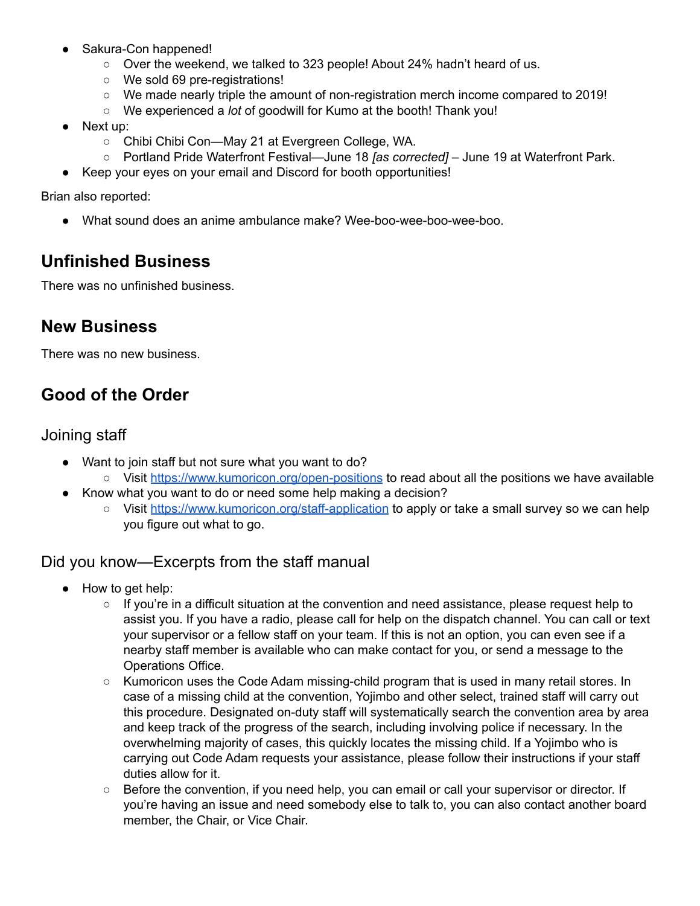- Sakura-Con happened!
  - Over the weekend, we talked to 323 people! About 24% hadn't heard of us.
  - We sold 69 pre-registrations!
  - We made nearly triple the amount of non-registration merch income compared to 2019!
  - We experienced a *lot* of goodwill for Kumo at the booth! Thank you!
- Next up:
  - Chibi Chibi Con—May 21 at Evergreen College, WA.
  - Portland Pride Waterfront Festival—June 18 *[as corrected]* – June 19 at Waterfront Park.
- Keep your eyes on your email and Discord for booth opportunities!

Brian also reported:

- What sound does an anime ambulance make? Wee-boo-wee-boo-wee-boo.

## Unfinished Business

There was no unfinished business.

## New Business

There was no new business.

## Good of the Order

### Joining staff

- Want to join staff but not sure what you want to do?
  - Visit [https://www.kumoricon.org/open-positions](https://www.kumoricon.org/open-positions) to read about all the positions we have available
- Know what you want to do or need some help making a decision?
  - Visit [https://www.kumoricon.org/staff-application](https://www.kumoricon.org/staff-application) to apply or take a small survey so we can help you figure out what to go.

### Did you know—Excerpts from the staff manual

- How to get help:
  - If you're in a difficult situation at the convention and need assistance, please request help to assist you. If you have a radio, please call for help on the dispatch channel. You can call or text your supervisor or a fellow staff on your team. If this is not an option, you can even see if a nearby staff member is available who can make contact for you, or send a message to the Operations Office.
  - Kumoricon uses the Code Adam missing-child program that is used in many retail stores. In case of a missing child at the convention, Yojimbo and other select, trained staff will carry out this procedure. Designated on-duty staff will systematically search the convention area by area and keep track of the progress of the search, including involving police if necessary. In the overwhelming majority of cases, this quickly locates the missing child. If a Yojimbo who is carrying out Code Adam requests your assistance, please follow their instructions if your staff duties allow for it.
  - Before the convention, if you need help, you can email or call your supervisor or director. If you're having an issue and need somebody else to talk to, you can also contact another board member, the Chair, or Vice Chair.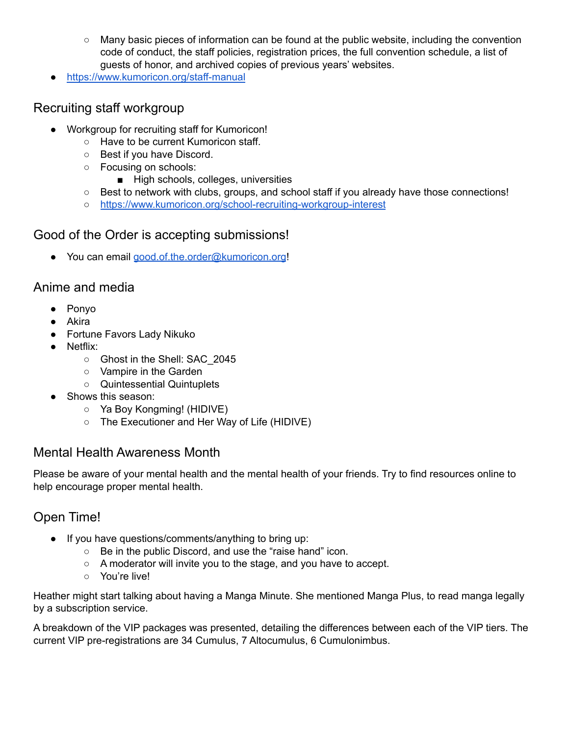- Many basic pieces of information can be found at the public website, including the convention code of conduct, the staff policies, registration prices, the full convention schedule, a list of guests of honor, and archived copies of previous years' websites.
- https://www.kumoricon.org/staff-manual

## Recruiting staff workgroup

- Workgroup for recruiting staff for Kumoricon!
    - Have to be current Kumoricon staff.
    - Best if you have Discord.
    - Focusing on schools:
        - High schools, colleges, universities
    - Best to network with clubs, groups, and school staff if you already have those connections!
    - https://www.kumoricon.org/school-recruiting-workgroup-interest

## Good of the Order is accepting submissions!

- You can email good.of.the.order@kumoricon.org!

## Anime and media

- Ponyo
- Akira
- Fortune Favors Lady Nikuko
- Netflix:
    - Ghost in the Shell: SAC_2045
    - Vampire in the Garden
    - Quintessential Quintuplets
- Shows this season:
    - Ya Boy Kongming! (HIDIVE)
    - The Executioner and Her Way of Life (HIDIVE)

## Mental Health Awareness Month

Please be aware of your mental health and the mental health of your friends. Try to find resources online to help encourage proper mental health.

## Open Time!

- If you have questions/comments/anything to bring up:
    - Be in the public Discord, and use the "raise hand" icon.
    - A moderator will invite you to the stage, and you have to accept.
    - You're live!

Heather might start talking about having a Manga Minute. She mentioned Manga Plus, to read manga legally by a subscription service.

A breakdown of the VIP packages was presented, detailing the differences between each of the VIP tiers. The current VIP pre-registrations are 34 Cumulus, 7 Altocumulus, 6 Cumulonimbus.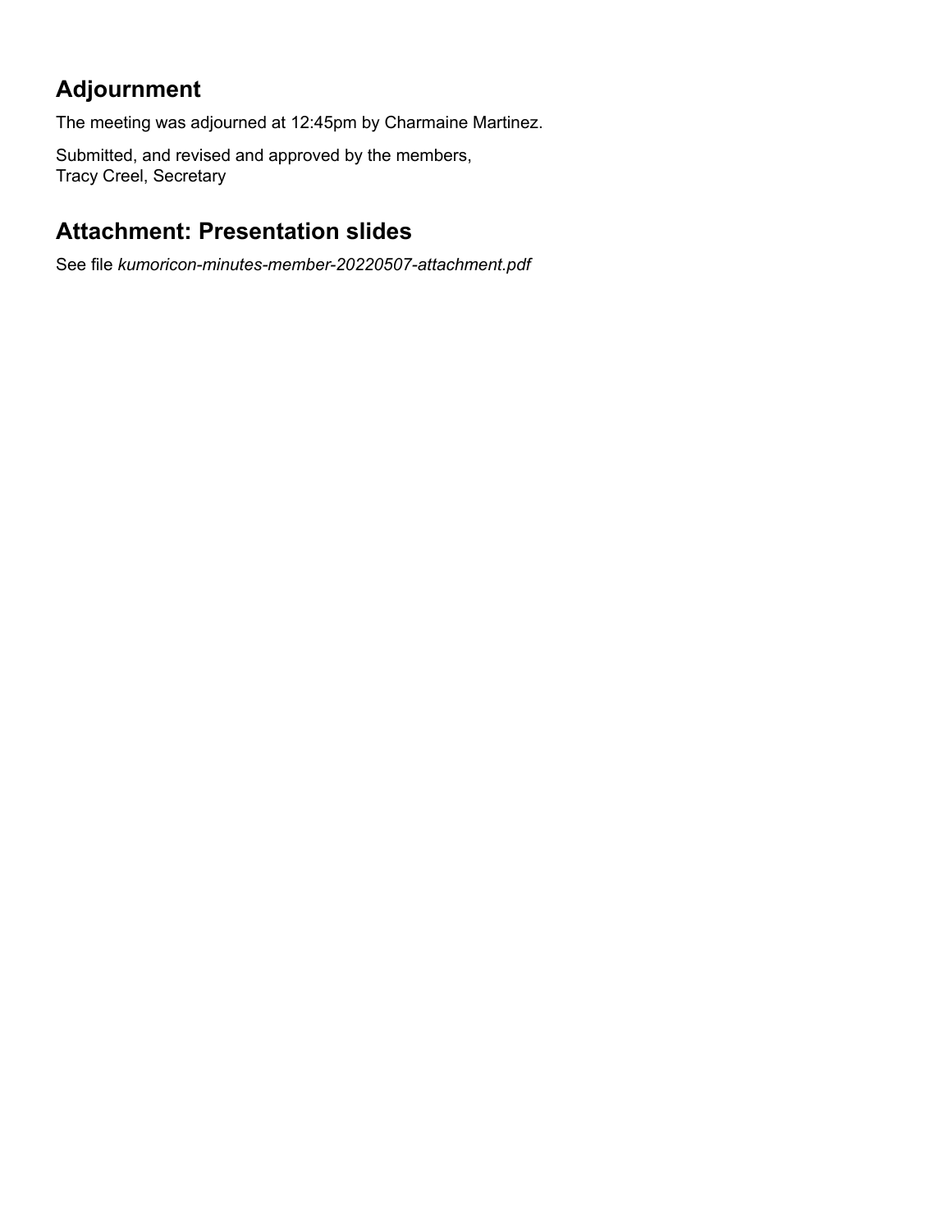## Adjournment

The meeting was adjourned at 12:45pm by Charmaine Martinez.

Submitted, and revised and approved by the members,
Tracy Creel, Secretary

## Attachment: Presentation slides

See file *kumoricon-minutes-member-20220507-attachment.pdf*